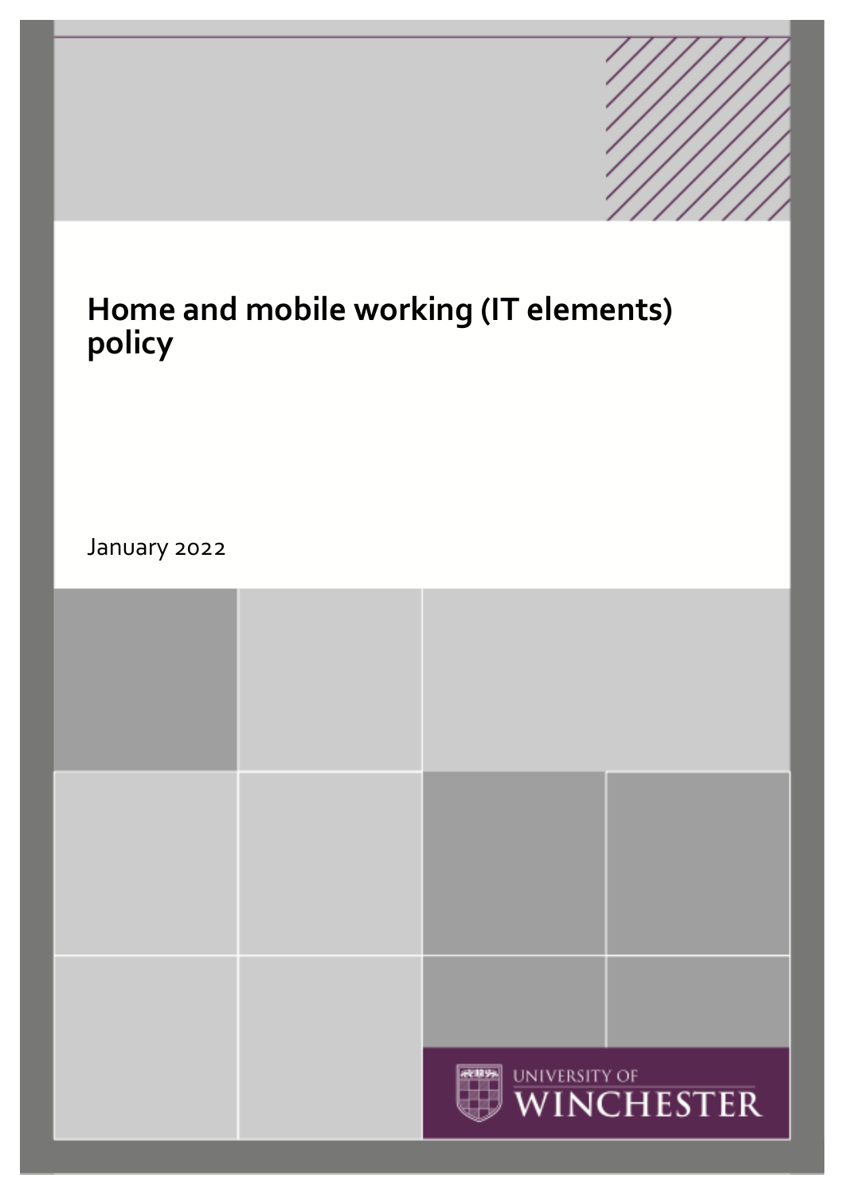# Home and mobile working (IT elements) policy

January 2022

UNIVERSITY OF WINCHESTER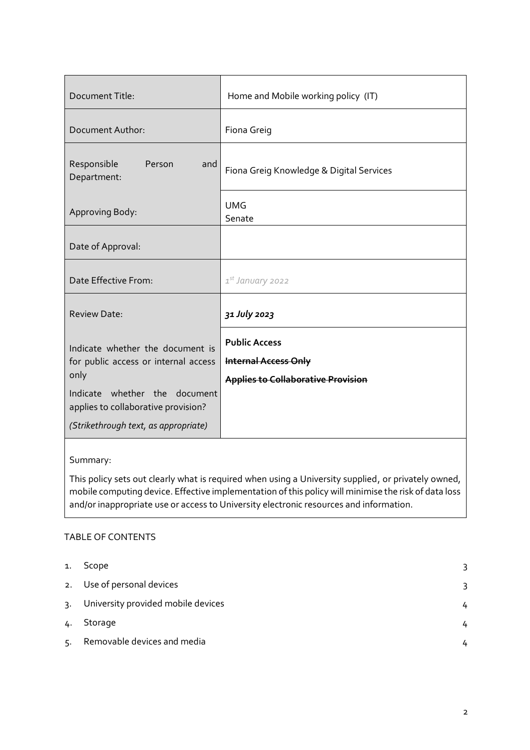| Document Title: | Home and Mobile working policy (IT) |
|---|---|
| Document Author: | Fiona Greig |
| Responsible Person and Department: | Fiona Greig Knowledge & Digital Services |
| Approving Body: | UMG<br>Senate |
| Date of Approval: | |
| Date Effective From: | *1st January 2022* |
| Review Date: | ***31 July 2023*** |
| Indicate whether the document is for public access or internal access only<br><br>Indicate whether the document applies to collaborative provision?<br><br>*(Strikethrough text, as appropriate)* | **Public Access**<br>**~~Internal Access Only~~**<br>**~~Applies to Collaborative Provision~~** |

Summary:

This policy sets out clearly what is required when using a University supplied, or privately owned, mobile computing device. Effective implementation of this policy will minimise the risk of data loss and/or inappropriate use or access to University electronic resources and information.

TABLE OF CONTENTS

1. Scope 3
2. Use of personal devices 3
3. University provided mobile devices 4
4. Storage 4
5. Removable devices and media 4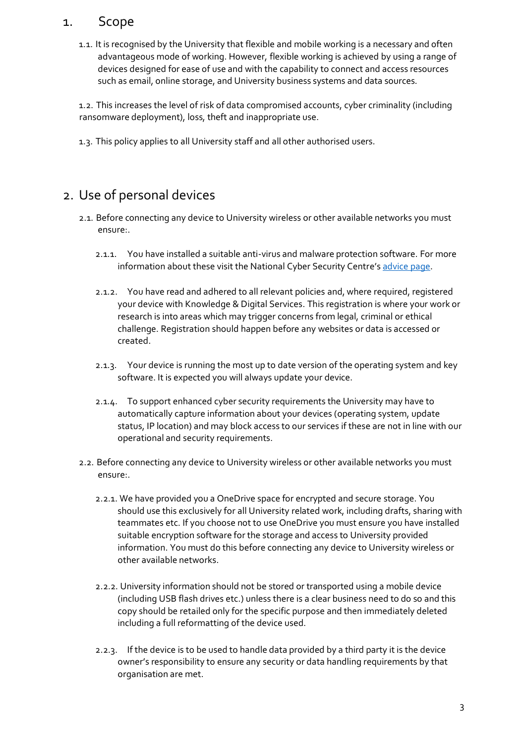# 1. Scope

1.1. It is recognised by the University that flexible and mobile working is a necessary and often advantageous mode of working. However, flexible working is achieved by using a range of devices designed for ease of use and with the capability to connect and access resources such as email, online storage, and University business systems and data sources.

1.2. This increases the level of risk of data compromised accounts, cyber criminality (including ransomware deployment), loss, theft and inappropriate use.

1.3. This policy applies to all University staff and all other authorised users.

# 2. Use of personal devices

2.1. Before connecting any device to University wireless or other available networks you must ensure:.

2.1.1. You have installed a suitable anti-virus and malware protection software. For more information about these visit the National Cyber Security Centre's advice page.

2.1.2. You have read and adhered to all relevant policies and, where required, registered your device with Knowledge & Digital Services. This registration is where your work or research is into areas which may trigger concerns from legal, criminal or ethical challenge. Registration should happen before any websites or data is accessed or created.

2.1.3. Your device is running the most up to date version of the operating system and key software. It is expected you will always update your device.

2.1.4. To support enhanced cyber security requirements the University may have to automatically capture information about your devices (operating system, update status, IP location) and may block access to our services if these are not in line with our operational and security requirements.

2.2. Before connecting any device to University wireless or other available networks you must ensure:.

2.2.1. We have provided you a OneDrive space for encrypted and secure storage. You should use this exclusively for all University related work, including drafts, sharing with teammates etc. If you choose not to use OneDrive you must ensure you have installed suitable encryption software for the storage and access to University provided information. You must do this before connecting any device to University wireless or other available networks.

2.2.2. University information should not be stored or transported using a mobile device (including USB flash drives etc.) unless there is a clear business need to do so and this copy should be retailed only for the specific purpose and then immediately deleted including a full reformatting of the device used.

2.2.3. If the device is to be used to handle data provided by a third party it is the device owner's responsibility to ensure any security or data handling requirements by that organisation are met.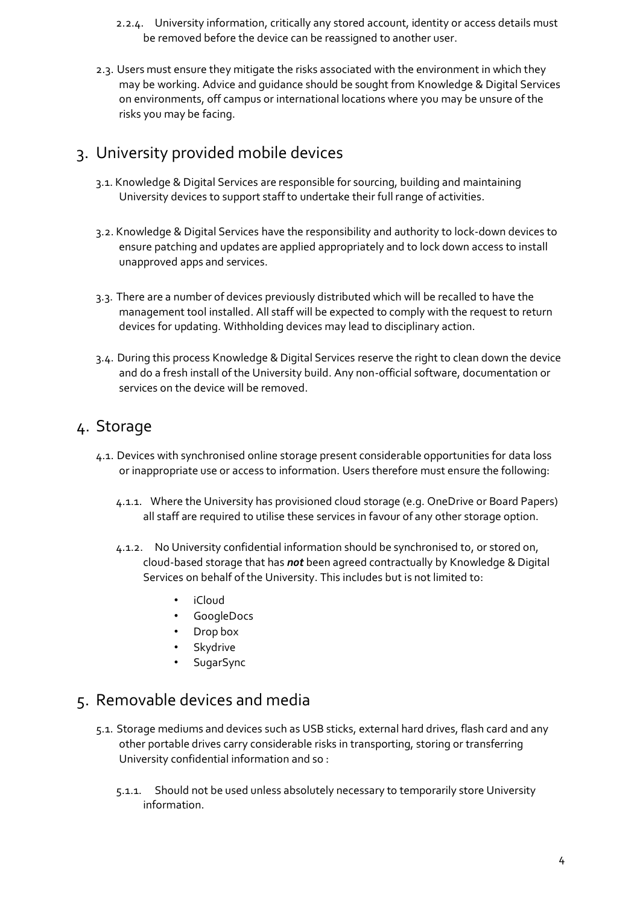2.2.4. University information, critically any stored account, identity or access details must be removed before the device can be reassigned to another user.

2.3. Users must ensure they mitigate the risks associated with the environment in which they may be working. Advice and guidance should be sought from Knowledge & Digital Services on environments, off campus or international locations where you may be unsure of the risks you may be facing.

## 3. University provided mobile devices

3.1. Knowledge & Digital Services are responsible for sourcing, building and maintaining University devices to support staff to undertake their full range of activities.

3.2. Knowledge & Digital Services have the responsibility and authority to lock-down devices to ensure patching and updates are applied appropriately and to lock down access to install unapproved apps and services.

3.3. There are a number of devices previously distributed which will be recalled to have the management tool installed. All staff will be expected to comply with the request to return devices for updating. Withholding devices may lead to disciplinary action.

3.4. During this process Knowledge & Digital Services reserve the right to clean down the device and do a fresh install of the University build. Any non-official software, documentation or services on the device will be removed.

## 4. Storage

4.1. Devices with synchronised online storage present considerable opportunities for data loss or inappropriate use or access to information. Users therefore must ensure the following:

4.1.1. Where the University has provisioned cloud storage (e.g. OneDrive or Board Papers) all staff are required to utilise these services in favour of any other storage option.

4.1.2. No University confidential information should be synchronised to, or stored on, cloud-based storage that has ***not*** been agreed contractually by Knowledge & Digital Services on behalf of the University. This includes but is not limited to:

- iCloud
- GoogleDocs
- Drop box
- Skydrive
- SugarSync

## 5. Removable devices and media

5.1. Storage mediums and devices such as USB sticks, external hard drives, flash card and any other portable drives carry considerable risks in transporting, storing or transferring University confidential information and so :

5.1.1. Should not be used unless absolutely necessary to temporarily store University information.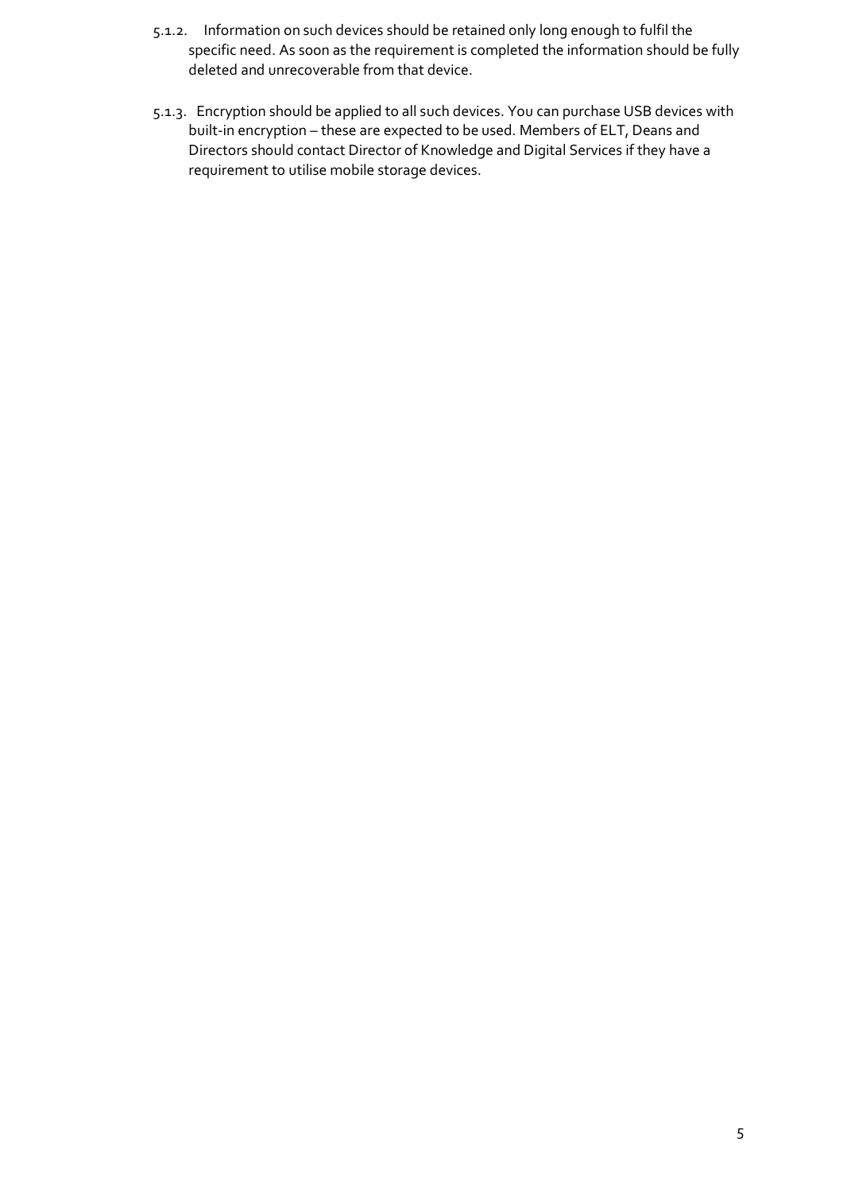5.1.2. Information on such devices should be retained only long enough to fulfil the specific need. As soon as the requirement is completed the information should be fully deleted and unrecoverable from that device.

5.1.3. Encryption should be applied to all such devices. You can purchase USB devices with built-in encryption – these are expected to be used. Members of ELT, Deans and Directors should contact Director of Knowledge and Digital Services if they have a requirement to utilise mobile storage devices.